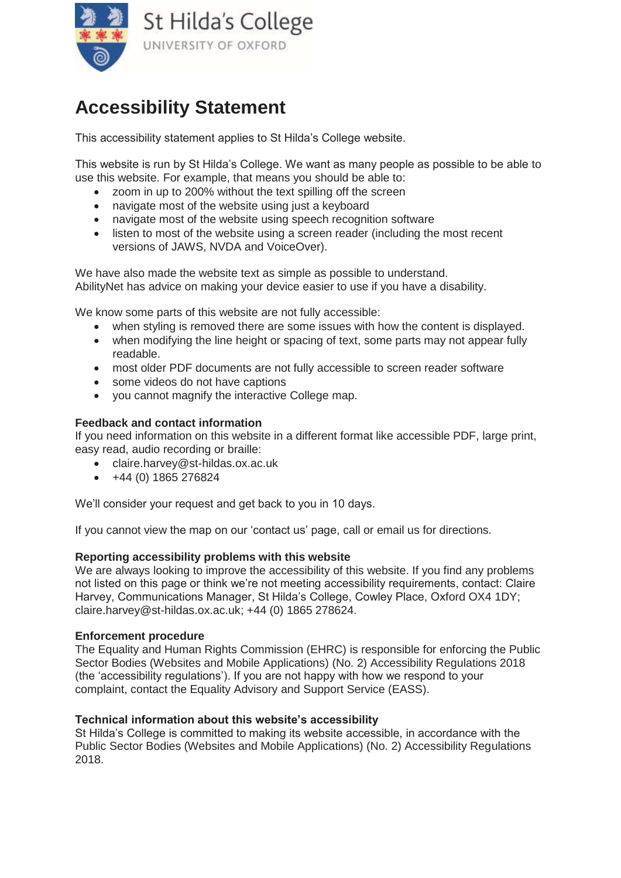St Hilda's College
UNIVERSITY OF OXFORD

# Accessibility Statement

This accessibility statement applies to St Hilda's College website.

This website is run by St Hilda's College. We want as many people as possible to be able to use this website. For example, that means you should be able to:

- zoom in up to 200% without the text spilling off the screen
- navigate most of the website using just a keyboard
- navigate most of the website using speech recognition software
- listen to most of the website using a screen reader (including the most recent versions of JAWS, NVDA and VoiceOver).

We have also made the website text as simple as possible to understand.
AbilityNet has advice on making your device easier to use if you have a disability.

We know some parts of this website are not fully accessible:

- when styling is removed there are some issues with how the content is displayed.
- when modifying the line height or spacing of text, some parts may not appear fully readable.
- most older PDF documents are not fully accessible to screen reader software
- some videos do not have captions
- you cannot magnify the interactive College map.

**Feedback and contact information**

If you need information on this website in a different format like accessible PDF, large print, easy read, audio recording or braille:

- claire.harvey@st-hildas.ox.ac.uk
- +44 (0) 1865 276824

We'll consider your request and get back to you in 10 days.

If you cannot view the map on our 'contact us' page, call or email us for directions.

**Reporting accessibility problems with this website**

We are always looking to improve the accessibility of this website. If you find any problems not listed on this page or think we're not meeting accessibility requirements, contact: Claire Harvey, Communications Manager, St Hilda's College, Cowley Place, Oxford OX4 1DY; claire.harvey@st-hildas.ox.ac.uk; +44 (0) 1865 278624.

**Enforcement procedure**

The Equality and Human Rights Commission (EHRC) is responsible for enforcing the Public Sector Bodies (Websites and Mobile Applications) (No. 2) Accessibility Regulations 2018 (the 'accessibility regulations'). If you are not happy with how we respond to your complaint, contact the Equality Advisory and Support Service (EASS).

**Technical information about this website's accessibility**

St Hilda's College is committed to making its website accessible, in accordance with the Public Sector Bodies (Websites and Mobile Applications) (No. 2) Accessibility Regulations 2018.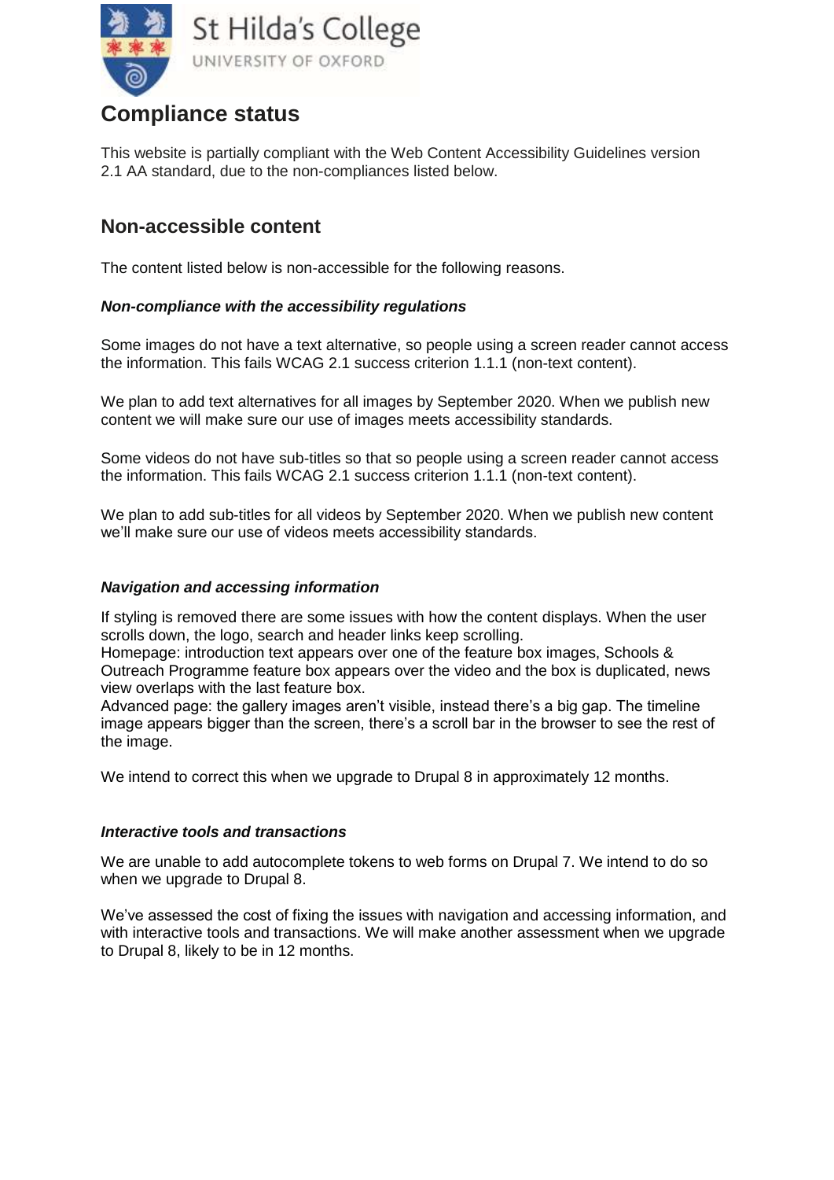## Compliance status

This website is partially compliant with the Web Content Accessibility Guidelines version 2.1 AA standard, due to the non-compliances listed below.

## Non-accessible content

The content listed below is non-accessible for the following reasons.

#### *Non-compliance with the accessibility regulations*

Some images do not have a text alternative, so people using a screen reader cannot access the information. This fails WCAG 2.1 success criterion 1.1.1 (non-text content).

We plan to add text alternatives for all images by September 2020. When we publish new content we will make sure our use of images meets accessibility standards.

Some videos do not have sub-titles so that so people using a screen reader cannot access the information. This fails WCAG 2.1 success criterion 1.1.1 (non-text content).

We plan to add sub-titles for all videos by September 2020. When we publish new content we'll make sure our use of videos meets accessibility standards.

#### *Navigation and accessing information*

If styling is removed there are some issues with how the content displays. When the user scrolls down, the logo, search and header links keep scrolling.
Homepage: introduction text appears over one of the feature box images, Schools & Outreach Programme feature box appears over the video and the box is duplicated, news view overlaps with the last feature box.
Advanced page: the gallery images aren't visible, instead there's a big gap. The timeline image appears bigger than the screen, there's a scroll bar in the browser to see the rest of the image.

We intend to correct this when we upgrade to Drupal 8 in approximately 12 months.

#### *Interactive tools and transactions*

We are unable to add autocomplete tokens to web forms on Drupal 7. We intend to do so when we upgrade to Drupal 8.

We've assessed the cost of fixing the issues with navigation and accessing information, and with interactive tools and transactions. We will make another assessment when we upgrade to Drupal 8, likely to be in 12 months.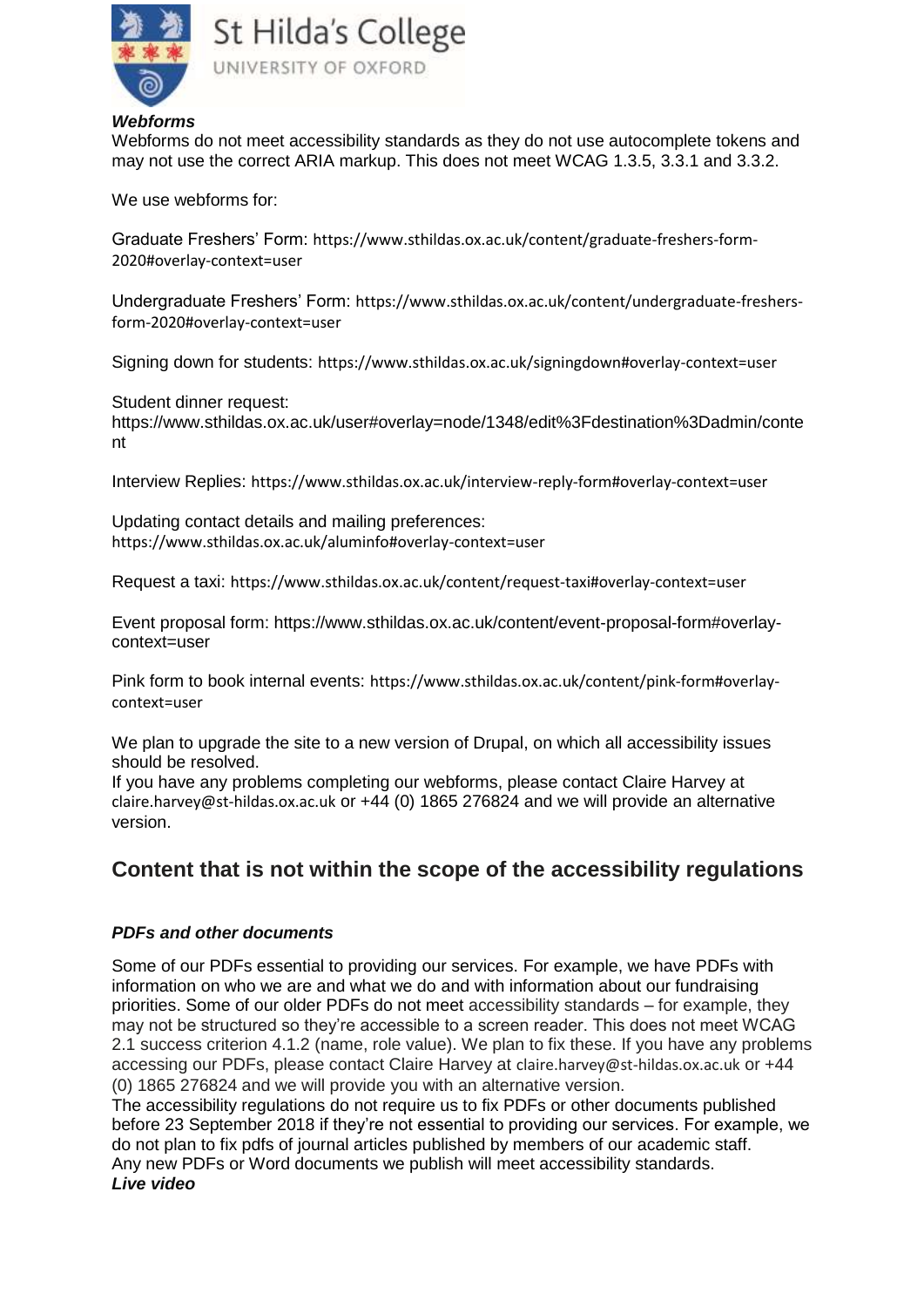### *Webforms*

Webforms do not meet accessibility standards as they do not use autocomplete tokens and may not use the correct ARIA markup. This does not meet WCAG 1.3.5, 3.3.1 and 3.3.2.

We use webforms for:

Graduate Freshers' Form: https://www.sthildas.ox.ac.uk/content/graduate-freshers-form-2020#overlay-context=user

Undergraduate Freshers' Form: https://www.sthildas.ox.ac.uk/content/undergraduate-freshers-form-2020#overlay-context=user

Signing down for students: https://www.sthildas.ox.ac.uk/signingdown#overlay-context=user

Student dinner request:
https://www.sthildas.ox.ac.uk/user#overlay=node/1348/edit%3Fdestination%3Dadmin/content

Interview Replies: https://www.sthildas.ox.ac.uk/interview-reply-form#overlay-context=user

Updating contact details and mailing preferences:
https://www.sthildas.ox.ac.uk/aluminfo#overlay-context=user

Request a taxi: https://www.sthildas.ox.ac.uk/content/request-taxi#overlay-context=user

Event proposal form: https://www.sthildas.ox.ac.uk/content/event-proposal-form#overlay-context=user

Pink form to book internal events: https://www.sthildas.ox.ac.uk/content/pink-form#overlay-context=user

We plan to upgrade the site to a new version of Drupal, on which all accessibility issues should be resolved.
If you have any problems completing our webforms, please contact Claire Harvey at claire.harvey@st-hildas.ox.ac.uk or +44 (0) 1865 276824 and we will provide an alternative version.

## Content that is not within the scope of the accessibility regulations

### *PDFs and other documents*

Some of our PDFs essential to providing our services. For example, we have PDFs with information on who we are and what we do and with information about our fundraising priorities. Some of our older PDFs do not meet accessibility standards – for example, they may not be structured so they're accessible to a screen reader. This does not meet WCAG 2.1 success criterion 4.1.2 (name, role value). We plan to fix these. If you have any problems accessing our PDFs, please contact Claire Harvey at claire.harvey@st-hildas.ox.ac.uk or +44 (0) 1865 276824 and we will provide you with an alternative version.
The accessibility regulations do not require us to fix PDFs or other documents published before 23 September 2018 if they're not essential to providing our services. For example, we do not plan to fix pdfs of journal articles published by members of our academic staff.
Any new PDFs or Word documents we publish will meet accessibility standards.

### *Live video*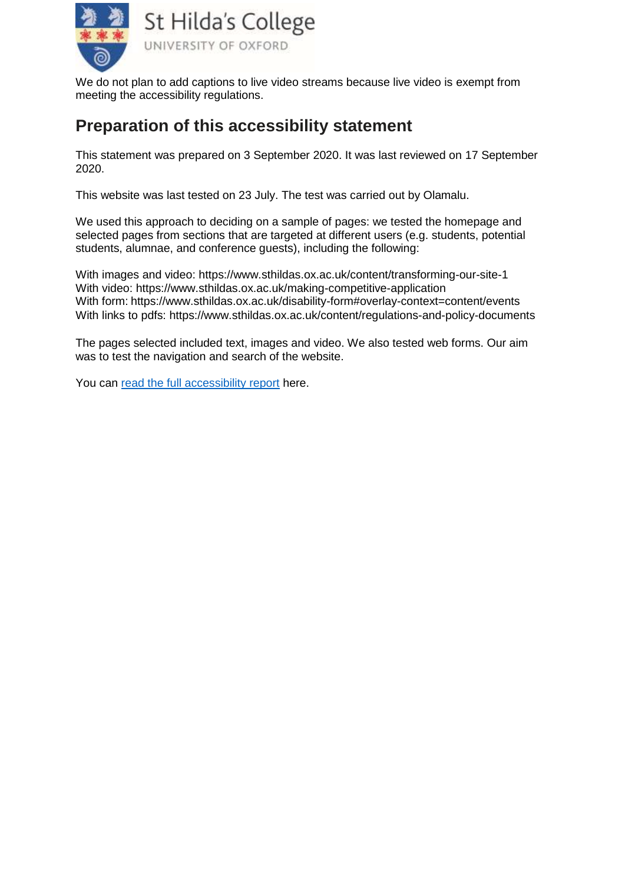We do not plan to add captions to live video streams because live video is exempt from meeting the accessibility regulations.

## Preparation of this accessibility statement

This statement was prepared on 3 September 2020. It was last reviewed on 17 September 2020.

This website was last tested on 23 July. The test was carried out by Olamalu.

We used this approach to deciding on a sample of pages: we tested the homepage and selected pages from sections that are targeted at different users (e.g. students, potential students, alumnae, and conference guests), including the following:

With images and video: https://www.sthildas.ox.ac.uk/content/transforming-our-site-1
With video: https://www.sthildas.ox.ac.uk/making-competitive-application
With form: https://www.sthildas.ox.ac.uk/disability-form#overlay-context=content/events
With links to pdfs: https://www.sthildas.ox.ac.uk/content/regulations-and-policy-documents

The pages selected included text, images and video. We also tested web forms. Our aim was to test the navigation and search of the website.

You can read the full accessibility report here.